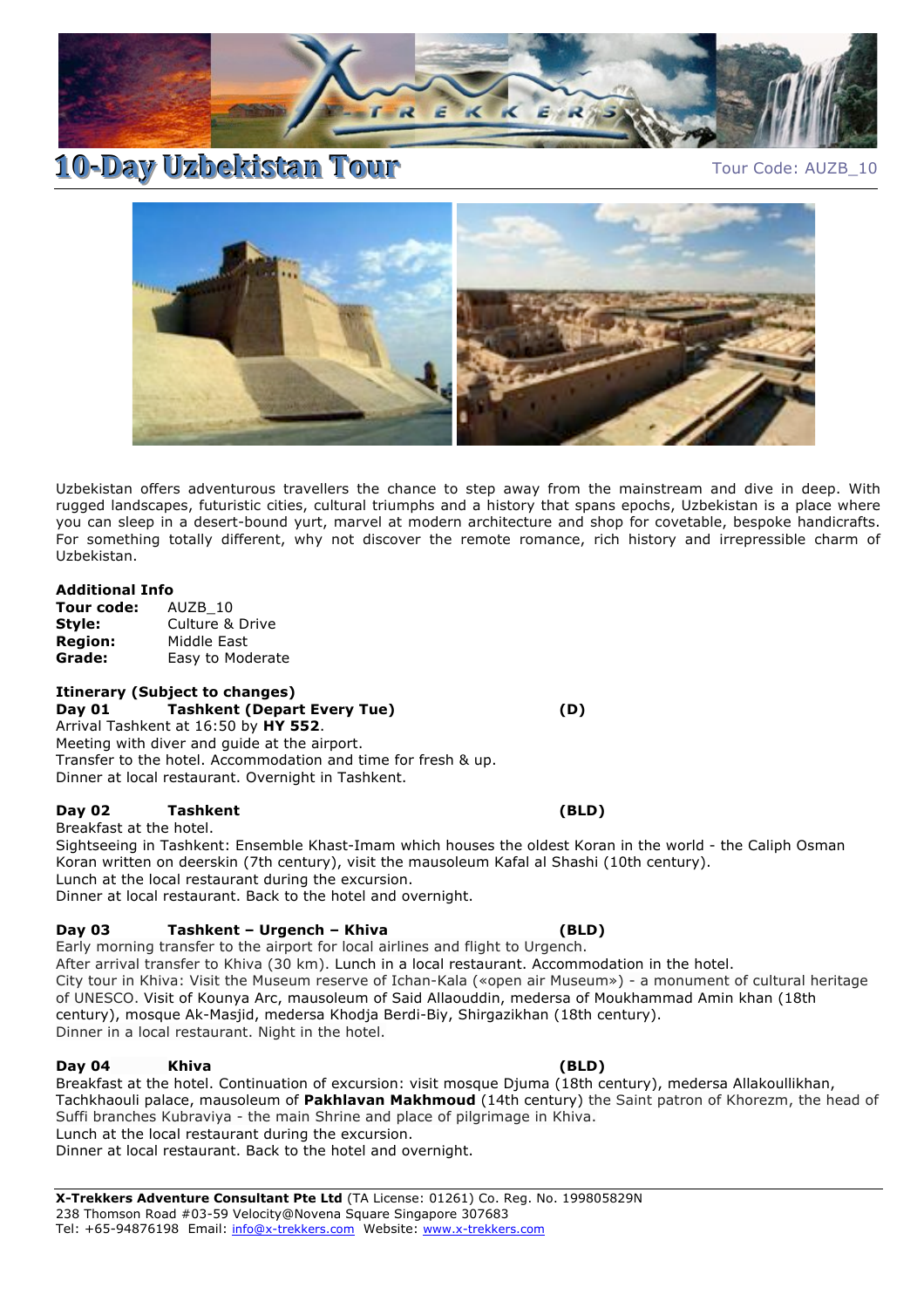# 10-Day Uzbekistan Tour

Tour Code: AUZB_10

Uzbekistan offers adventurous travellers the chance to step away from the mainstream and dive in deep. With rugged landscapes, futuristic cities, cultural triumphs and a history that spans epochs, Uzbekistan is a place where you can sleep in a desert-bound yurt, marvel at modern architecture and shop for covetable, bespoke handicrafts. For something totally different, why not discover the remote romance, rich history and irrepressible charm of Uzbekistan.

**Additional Info**

**Tour code:** AUZB_10
**Style:** Culture & Drive
**Region:** Middle East
**Grade:** Easy to Moderate

**Itinerary (Subject to changes)**

**Day 01 Tashkent (Depart Every Tue) (D)**

Arrival Tashkent at 16:50 by **HY 552**.
Meeting with diver and guide at the airport.
Transfer to the hotel. Accommodation and time for fresh & up.
Dinner at local restaurant. Overnight in Tashkent.

**Day 02 Tashkent (BLD)**

Breakfast at the hotel.
Sightseeing in Tashkent: Ensemble Khast-Imam which houses the oldest Koran in the world - the Caliph Osman Koran written on deerskin (7th century), visit the mausoleum Kafal al Shashi (10th century).
Lunch at the local restaurant during the excursion.
Dinner at local restaurant. Back to the hotel and overnight.

**Day 03 Tashkent – Urgench – Khiva (BLD)**

Early morning transfer to the airport for local airlines and flight to Urgench.
After arrival transfer to Khiva (30 km). Lunch in a local restaurant. Accommodation in the hotel.
City tour in Khiva: Visit the Museum reserve of Ichan-Kala («open air Museum») - a monument of cultural heritage of UNESCO. Visit of Kounya Arc, mausoleum of Said Allaouddin, medersa of Moukhammad Amin khan (18th century), mosque Ak-Masjid, medersa Khodja Berdi-Biy, Shirgazikhan (18th century).
Dinner in a local restaurant. Night in the hotel.

**Day 04 Khiva (BLD)**

Breakfast at the hotel. Continuation of excursion: visit mosque Djuma (18th century), medersa Allakoullikhan, Tachkhaouli palace, mausoleum of **Pakhlavan Makhmoud** (14th century) the Saint patron of Khorezm, the head of Suffi branches Kubraviya - the main Shrine and place of pilgrimage in Khiva.
Lunch at the local restaurant during the excursion.
Dinner at local restaurant. Back to the hotel and overnight.

**X-Trekkers Adventure Consultant Pte Ltd** (TA License: 01261) Co. Reg. No. 199805829N
238 Thomson Road #03-59 Velocity@Novena Square Singapore 307683
Tel: +65-94876198 Email: info@x-trekkers.com Website: www.x-trekkers.com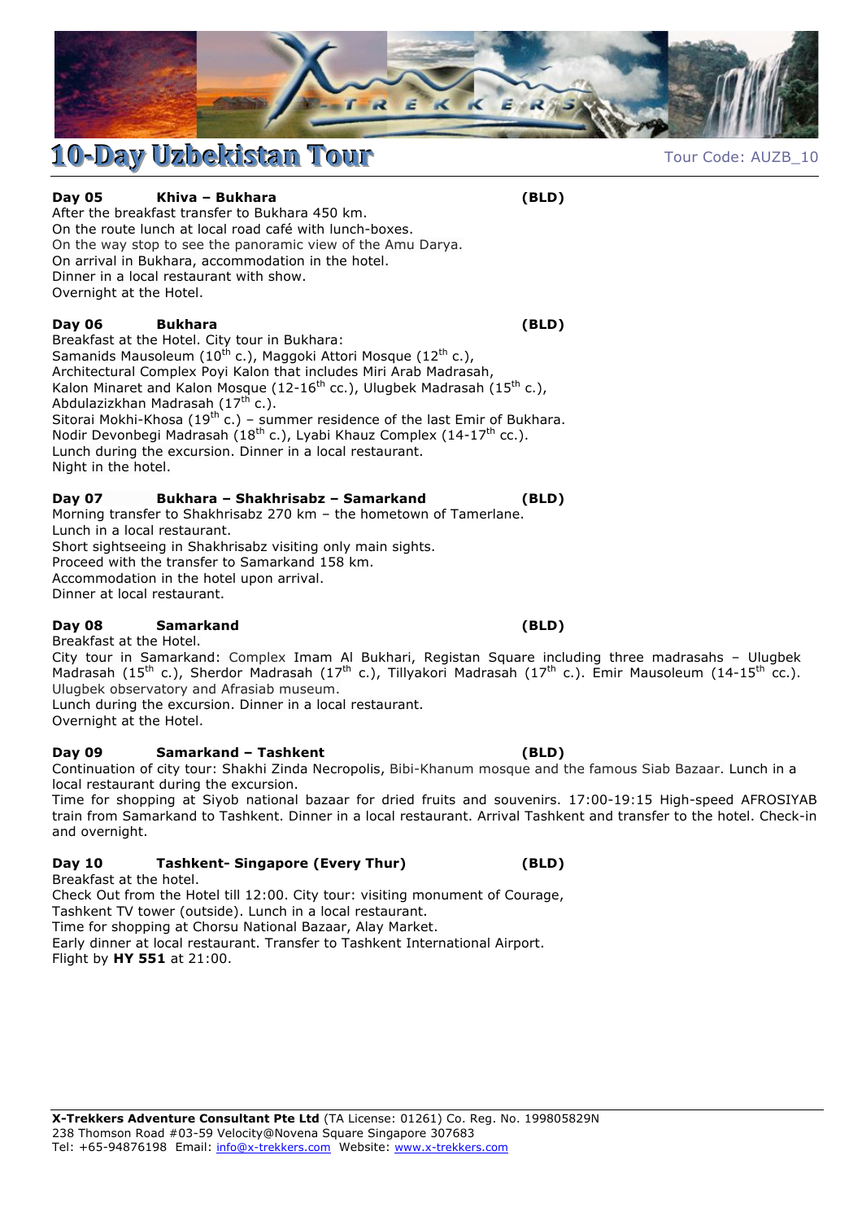# 10-Day Uzbekistan Tour

Tour Code: AUZB_10

**Day 05 Khiva – Bukhara (BLD)**

After the breakfast transfer to Bukhara 450 km.
On the route lunch at local road café with lunch-boxes.
On the way stop to see the panoramic view of the Amu Darya.
On arrival in Bukhara, accommodation in the hotel.
Dinner in a local restaurant with show.
Overnight at the Hotel.

**Day 06 Bukhara (BLD)**

Breakfast at the Hotel. City tour in Bukhara:
Samanids Mausoleum (10th c.), Maggoki Attori Mosque (12th c.),
Architectural Complex Poyi Kalon that includes Miri Arab Madrasah,
Kalon Minaret and Kalon Mosque (12-16th cc.), Ulugbek Madrasah (15th c.),
Abdulazizkhan Madrasah (17th c.).
Sitorai Mokhi-Khosa (19th c.) – summer residence of the last Emir of Bukhara.
Nodir Devonbegi Madrasah (18th c.), Lyabi Khauz Complex (14-17th cc.).
Lunch during the excursion. Dinner in a local restaurant.
Night in the hotel.

**Day 07 Bukhara – Shakhrisabz – Samarkand (BLD)**

Morning transfer to Shakhrisabz 270 km – the hometown of Tamerlane.
Lunch in a local restaurant.
Short sightseeing in Shakhrisabz visiting only main sights.
Proceed with the transfer to Samarkand 158 km.
Accommodation in the hotel upon arrival.
Dinner at local restaurant.

**Day 08 Samarkand (BLD)**

Breakfast at the Hotel.
City tour in Samarkand: Complex Imam Al Bukhari, Registan Square including three madrasahs – Ulugbek Madrasah (15th c.), Sherdor Madrasah (17th c.), Tillyakori Madrasah (17th c.). Emir Mausoleum (14-15th cc.).
Ulugbek observatory and Afrasiab museum.
Lunch during the excursion. Dinner in a local restaurant.
Overnight at the Hotel.

**Day 09 Samarkand – Tashkent (BLD)**

Continuation of city tour: Shakhi Zinda Necropolis, Bibi-Khanum mosque and the famous Siab Bazaar. Lunch in a local restaurant during the excursion.
Time for shopping at Siyob national bazaar for dried fruits and souvenirs. 17:00-19:15 High-speed AFROSIYAB train from Samarkand to Tashkent. Dinner in a local restaurant. Arrival Tashkent and transfer to the hotel. Check-in and overnight.

**Day 10 Tashkent- Singapore (Every Thur) (BLD)**

Breakfast at the hotel.
Check Out from the Hotel till 12:00. City tour: visiting monument of Courage,
Tashkent TV tower (outside). Lunch in a local restaurant.
Time for shopping at Chorsu National Bazaar, Alay Market.
Early dinner at local restaurant. Transfer to Tashkent International Airport.
Flight by **HY 551** at 21:00.

**X-Trekkers Adventure Consultant Pte Ltd** (TA License: 01261) Co. Reg. No. 199805829N
238 Thomson Road #03-59 Velocity@Novena Square Singapore 307683
Tel: +65-94876198 Email: info@x-trekkers.com Website: www.x-trekkers.com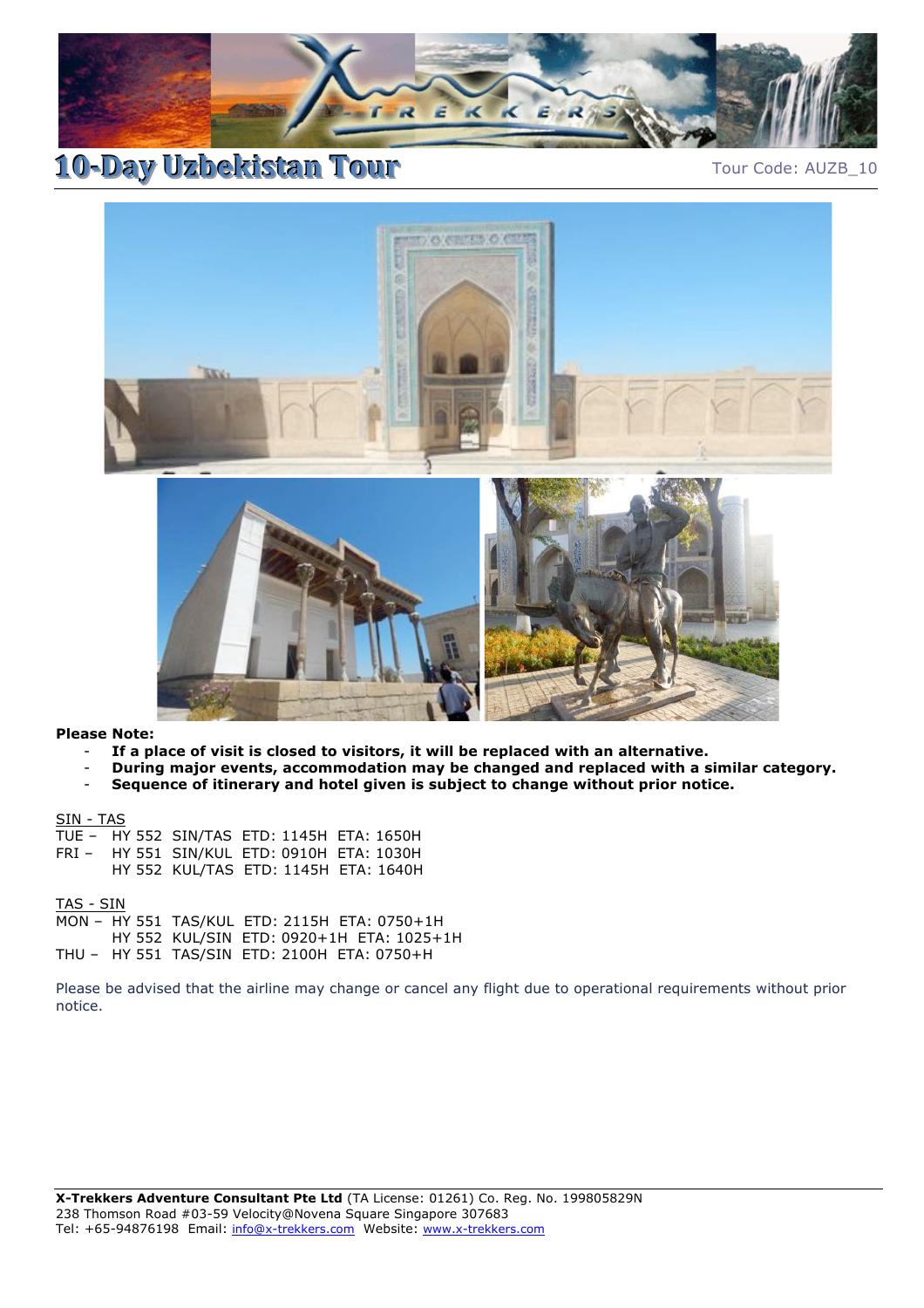# 10-Day Uzbekistan Tour

Tour Code: AUZB_10

**Please Note:**

- **If a place of visit is closed to visitors, it will be replaced with an alternative.**
- **During major events, accommodation may be changed and replaced with a similar category.**
- **Sequence of itinerary and hotel given is subject to change without prior notice.**

SIN - TAS

TUE – HY 552 SIN/TAS ETD: 1145H ETA: 1650H
FRI – HY 551 SIN/KUL ETD: 0910H ETA: 1030H
HY 552 KUL/TAS ETD: 1145H ETA: 1640H

TAS - SIN

MON – HY 551 TAS/KUL ETD: 2115H ETA: 0750+1H
HY 552 KUL/SIN ETD: 0920+1H ETA: 1025+1H
THU – HY 551 TAS/SIN ETD: 2100H ETA: 0750+H

Please be advised that the airline may change or cancel any flight due to operational requirements without prior notice.

**X-Trekkers Adventure Consultant Pte Ltd** (TA License: 01261) Co. Reg. No. 199805829N
238 Thomson Road #03-59 Velocity@Novena Square Singapore 307683
Tel: +65-94876198 Email: info@x-trekkers.com Website: www.x-trekkers.com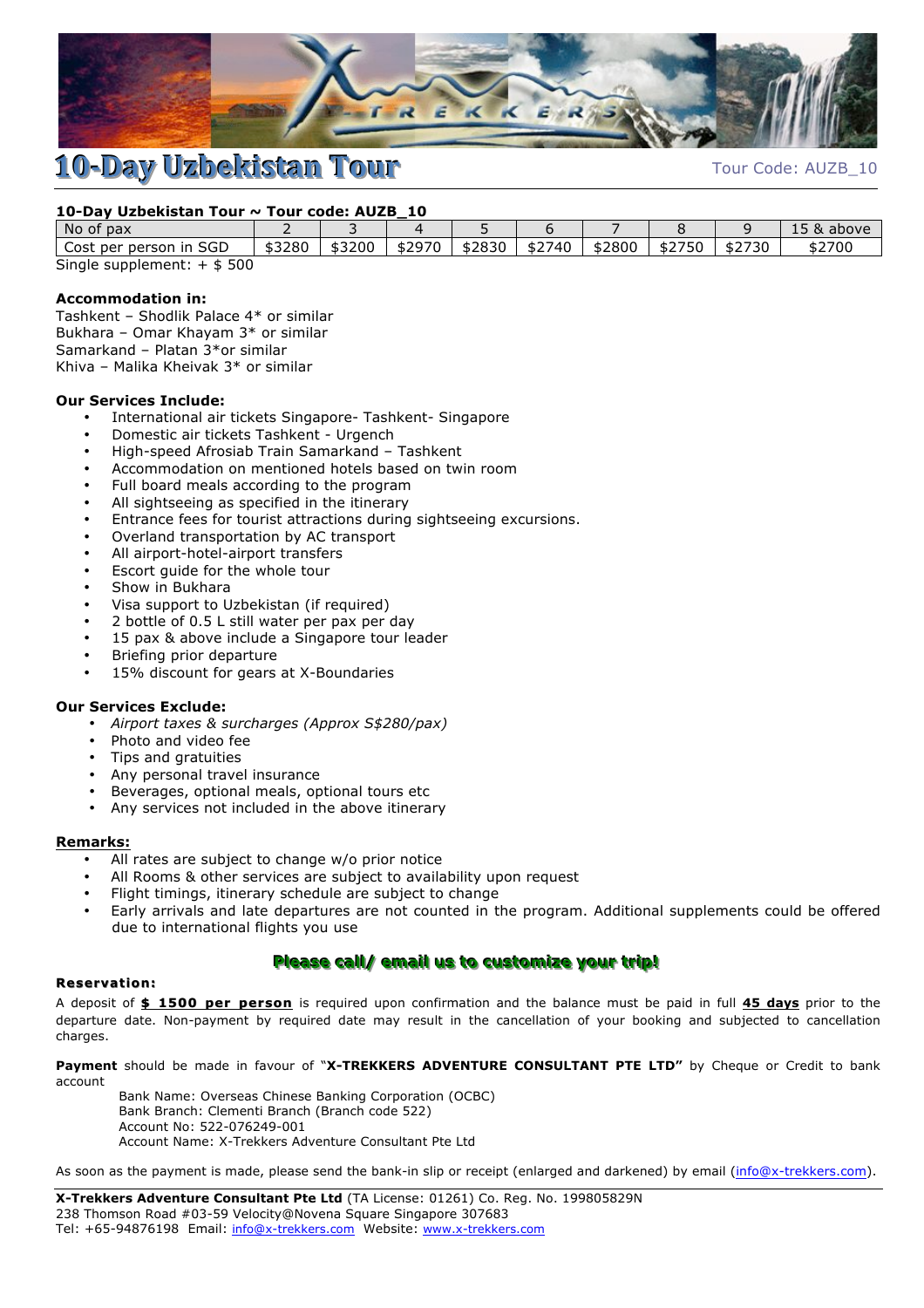# 10-Day Uzbekistan Tour

Tour Code: AUZB_10

**10-Day Uzbekistan Tour ~ Tour code: AUZB_10**

| No of pax | 2 | 3 | 4 | 5 | 6 | 7 | 8 | 9 | 15 & above |
|---|---|---|---|---|---|---|---|---|---|
| Cost per person in SGD | $3280 | $3200 | $2970 | $2830 | $2740 | $2800 | $2750 | $2730 | $2700 |

Single supplement: + $ 500

**Accommodation in:**

Tashkent – Shodlik Palace 4* or similar
Bukhara – Omar Khayam 3* or similar
Samarkand – Platan 3*or similar
Khiva – Malika Kheivak 3* or similar

**Our Services Include:**

- International air tickets Singapore- Tashkent- Singapore
- Domestic air tickets Tashkent - Urgench
- High-speed Afrosiab Train Samarkand – Tashkent
- Accommodation on mentioned hotels based on twin room
- Full board meals according to the program
- All sightseeing as specified in the itinerary
- Entrance fees for tourist attractions during sightseeing excursions.
- Overland transportation by AC transport
- All airport-hotel-airport transfers
- Escort guide for the whole tour
- Show in Bukhara
- Visa support to Uzbekistan (if required)
- 2 bottle of 0.5 L still water per pax per day
- 15 pax & above include a Singapore tour leader
- Briefing prior departure
- 15% discount for gears at X-Boundaries

**Our Services Exclude:**

- *Airport taxes & surcharges (Approx S$280/pax)*
- Photo and video fee
- Tips and gratuities
- Any personal travel insurance
- Beverages, optional meals, optional tours etc
- Any services not included in the above itinerary

**Remarks:**

- All rates are subject to change w/o prior notice
- All Rooms & other services are subject to availability upon request
- Flight timings, itinerary schedule are subject to change
- Early arrivals and late departures are not counted in the program. Additional supplements could be offered due to international flights you use

**Please call/ email us to customize your trip!**

**Reservation:**

A deposit of **$ 1500 per person** is required upon confirmation and the balance must be paid in full **45 days** prior to the departure date. Non-payment by required date may result in the cancellation of your booking and subjected to cancellation charges.

**Payment** should be made in favour of "**X-TREKKERS ADVENTURE CONSULTANT PTE LTD"** by Cheque or Credit to bank account

Bank Name: Overseas Chinese Banking Corporation (OCBC)
Bank Branch: Clementi Branch (Branch code 522)
Account No: 522-076249-001
Account Name: X-Trekkers Adventure Consultant Pte Ltd

As soon as the payment is made, please send the bank-in slip or receipt (enlarged and darkened) by email (info@x-trekkers.com).

**X-Trekkers Adventure Consultant Pte Ltd** (TA License: 01261) Co. Reg. No. 199805829N
238 Thomson Road #03-59 Velocity@Novena Square Singapore 307683
Tel: +65-94876198 Email: info@x-trekkers.com Website: www.x-trekkers.com